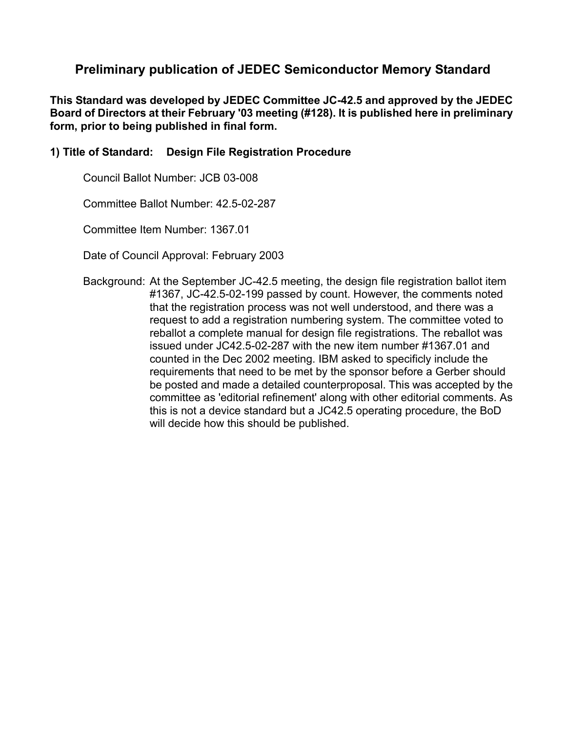# Preliminary publication of JEDEC Semiconductor Memory Standard

**This Standard was developed by JEDEC Committee JC-42.5 and approved by the JEDEC Board of Directors at their February '03 meeting (#128). It is published here in preliminary form, prior to being published in final form.**

**1) Title of Standard: Design File Registration Procedure**

Council Ballot Number: JCB 03-008

Committee Ballot Number: 42.5-02-287

Committee Item Number: 1367.01

Date of Council Approval: February 2003

Background: At the September JC-42.5 meeting, the design file registration ballot item #1367, JC-42.5-02-199 passed by count. However, the comments noted that the registration process was not well understood, and there was a request to add a registration numbering system. The committee voted to reballot a complete manual for design file registrations. The reballot was issued under JC42.5-02-287 with the new item number #1367.01 and counted in the Dec 2002 meeting. IBM asked to specificly include the requirements that need to be met by the sponsor before a Gerber should be posted and made a detailed counterproposal. This was accepted by the committee as 'editorial refinement' along with other editorial comments. As this is not a device standard but a JC42.5 operating procedure, the BoD will decide how this should be published.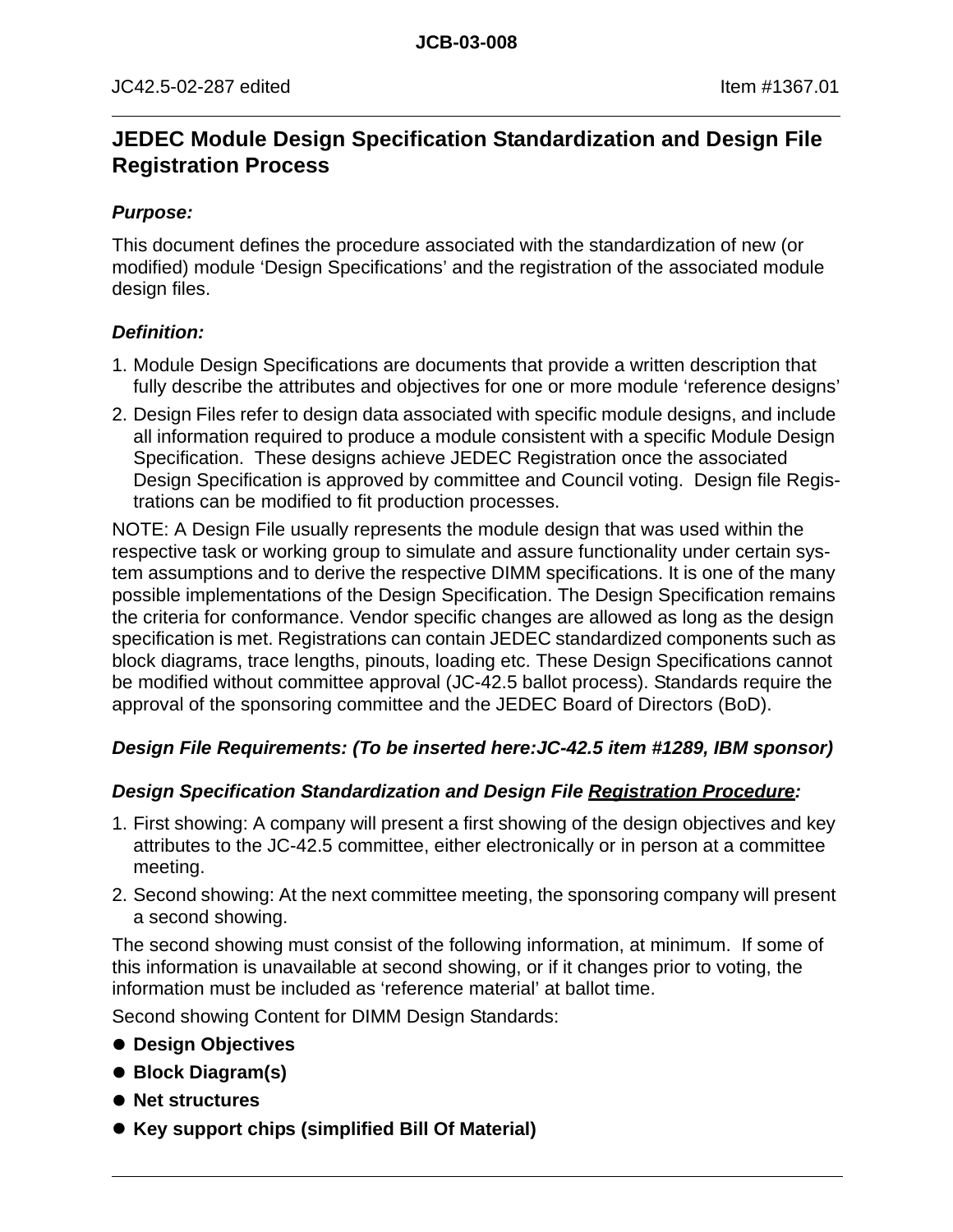JC42.5-02-287 edited                                                                                                    Item #1367.01

## JEDEC Module Design Specification Standardization and Design File Registration Process

### *Purpose:*

This document defines the procedure associated with the standardization of new (or modified) module 'Design Specifications' and the registration of the associated module design files.

### *Definition:*

1. Module Design Specifications are documents that provide a written description that fully describe the attributes and objectives for one or more module 'reference designs'
2. Design Files refer to design data associated with specific module designs, and include all information required to produce a module consistent with a specific Module Design Specification. These designs achieve JEDEC Registration once the associated Design Specification is approved by committee and Council voting. Design file Registrations can be modified to fit production processes.

NOTE: A Design File usually represents the module design that was used within the respective task or working group to simulate and assure functionality under certain system assumptions and to derive the respective DIMM specifications. It is one of the many possible implementations of the Design Specification. The Design Specification remains the criteria for conformance. Vendor specific changes are allowed as long as the design specification is met. Registrations can contain JEDEC standardized components such as block diagrams, trace lengths, pinouts, loading etc. These Design Specifications cannot be modified without committee approval (JC-42.5 ballot process). Standards require the approval of the sponsoring committee and the JEDEC Board of Directors (BoD).

### *Design File Requirements: (To be inserted here:JC-42.5 item #1289, IBM sponsor)*

### *Design Specification Standardization and Design File <u>Registration Procedure</u>:*

1. First showing: A company will present a first showing of the design objectives and key attributes to the JC-42.5 committee, either electronically or in person at a committee meeting.
2. Second showing: At the next committee meeting, the sponsoring company will present a second showing.

The second showing must consist of the following information, at minimum. If some of this information is unavailable at second showing, or if it changes prior to voting, the information must be included as 'reference material' at ballot time.

Second showing Content for DIMM Design Standards:

- **Design Objectives**
- **Block Diagram(s)**
- **Net structures**
- **Key support chips (simplified Bill Of Material)**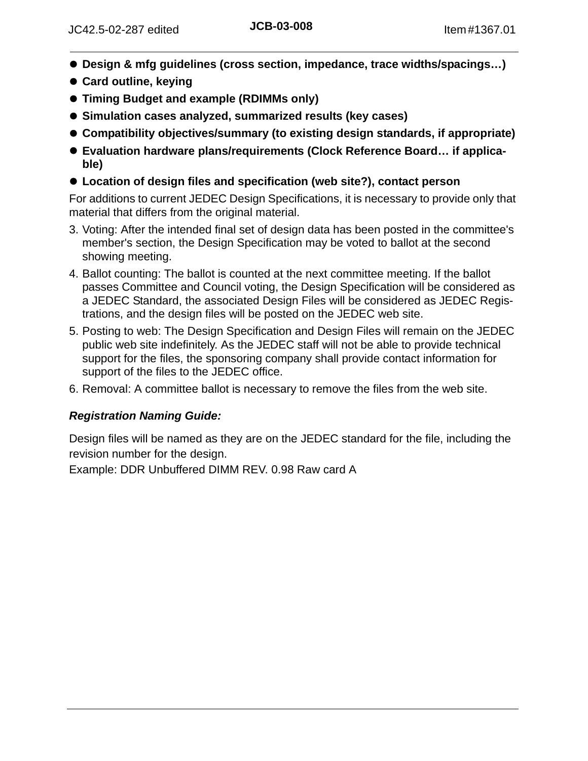- **Design & mfg guidelines (cross section, impedance, trace widths/spacings…)**
- **Card outline, keying**
- **Timing Budget and example (RDIMMs only)**
- **Simulation cases analyzed, summarized results (key cases)**
- **Compatibility objectives/summary (to existing design standards, if appropriate)**
- **Evaluation hardware plans/requirements (Clock Reference Board… if applicable)**
- **Location of design files and specification (web site?), contact person**

For additions to current JEDEC Design Specifications, it is necessary to provide only that material that differs from the original material.

3. Voting: After the intended final set of design data has been posted in the committee's member's section, the Design Specification may be voted to ballot at the second showing meeting.
4. Ballot counting: The ballot is counted at the next committee meeting. If the ballot passes Committee and Council voting, the Design Specification will be considered as a JEDEC Standard, the associated Design Files will be considered as JEDEC Registrations, and the design files will be posted on the JEDEC web site.
5. Posting to web: The Design Specification and Design Files will remain on the JEDEC public web site indefinitely. As the JEDEC staff will not be able to provide technical support for the files, the sponsoring company shall provide contact information for support of the files to the JEDEC office.
6. Removal: A committee ballot is necessary to remove the files from the web site.

***Registration Naming Guide:***

Design files will be named as they are on the JEDEC standard for the file, including the revision number for the design.

Example: DDR Unbuffered DIMM REV. 0.98 Raw card A